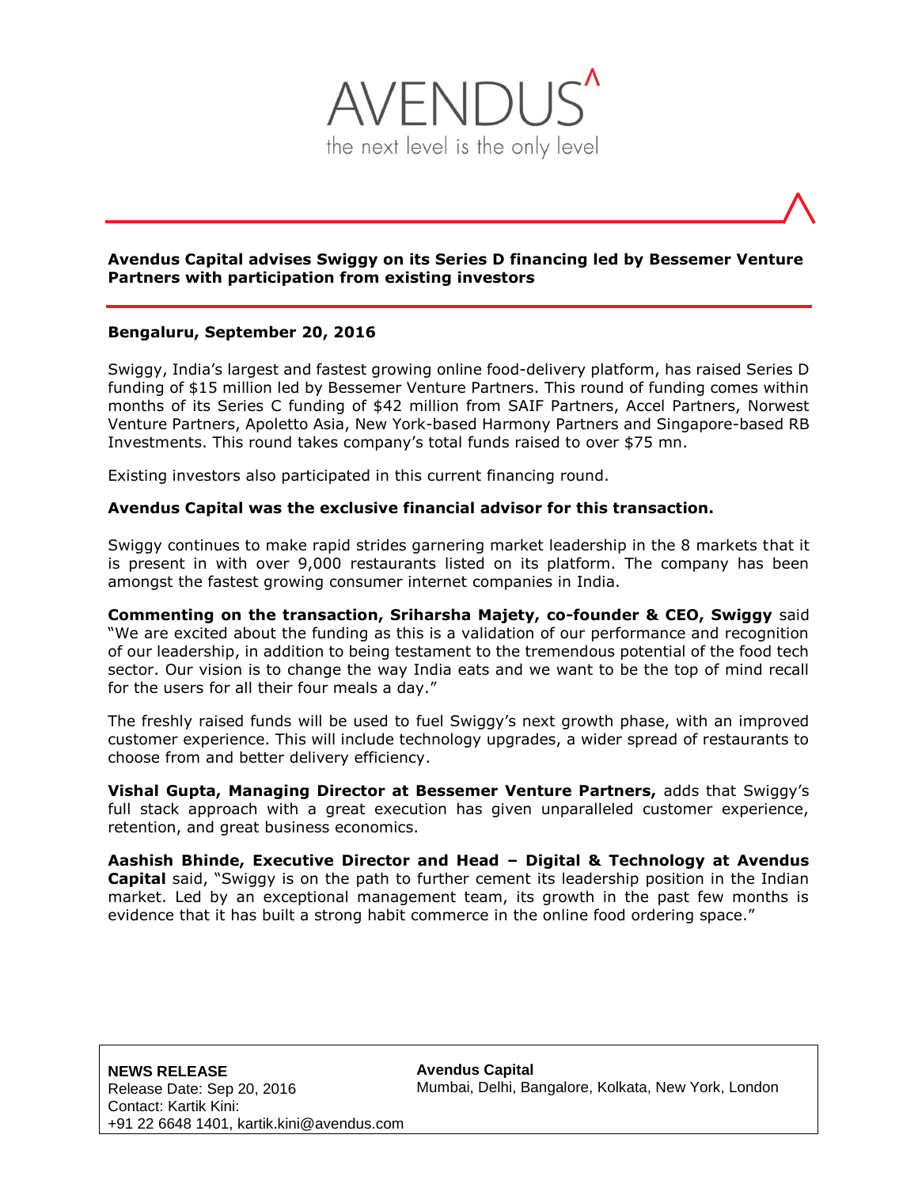AVENDUS

the next level is the only level

## Avendus Capital advises Swiggy on its Series D financing led by Bessemer Venture Partners with participation from existing investors

**Bengaluru, September 20, 2016**

Swiggy, India's largest and fastest growing online food-delivery platform, has raised Series D funding of $15 million led by Bessemer Venture Partners. This round of funding comes within months of its Series C funding of $42 million from SAIF Partners, Accel Partners, Norwest Venture Partners, Apoletto Asia, New York-based Harmony Partners and Singapore-based RB Investments. This round takes company's total funds raised to over $75 mn.

Existing investors also participated in this current financing round.

**Avendus Capital was the exclusive financial advisor for this transaction.**

Swiggy continues to make rapid strides garnering market leadership in the 8 markets that it is present in with over 9,000 restaurants listed on its platform. The company has been amongst the fastest growing consumer internet companies in India.

**Commenting on the transaction, Sriharsha Majety, co-founder & CEO, Swiggy** said "We are excited about the funding as this is a validation of our performance and recognition of our leadership, in addition to being testament to the tremendous potential of the food tech sector. Our vision is to change the way India eats and we want to be the top of mind recall for the users for all their four meals a day."

The freshly raised funds will be used to fuel Swiggy's next growth phase, with an improved customer experience. This will include technology upgrades, a wider spread of restaurants to choose from and better delivery efficiency.

**Vishal Gupta, Managing Director at Bessemer Venture Partners,** adds that Swiggy's full stack approach with a great execution has given unparalleled customer experience, retention, and great business economics.

**Aashish Bhinde, Executive Director and Head – Digital & Technology at Avendus Capital** said, "Swiggy is on the path to further cement its leadership position in the Indian market. Led by an exceptional management team, its growth in the past few months is evidence that it has built a strong habit commerce in the online food ordering space."

**NEWS RELEASE**
Release Date: Sep 20, 2016
Contact: Kartik Kini:
+91 22 6648 1401, kartik.kini@avendus.com

**Avendus Capital**
Mumbai, Delhi, Bangalore, Kolkata, New York, London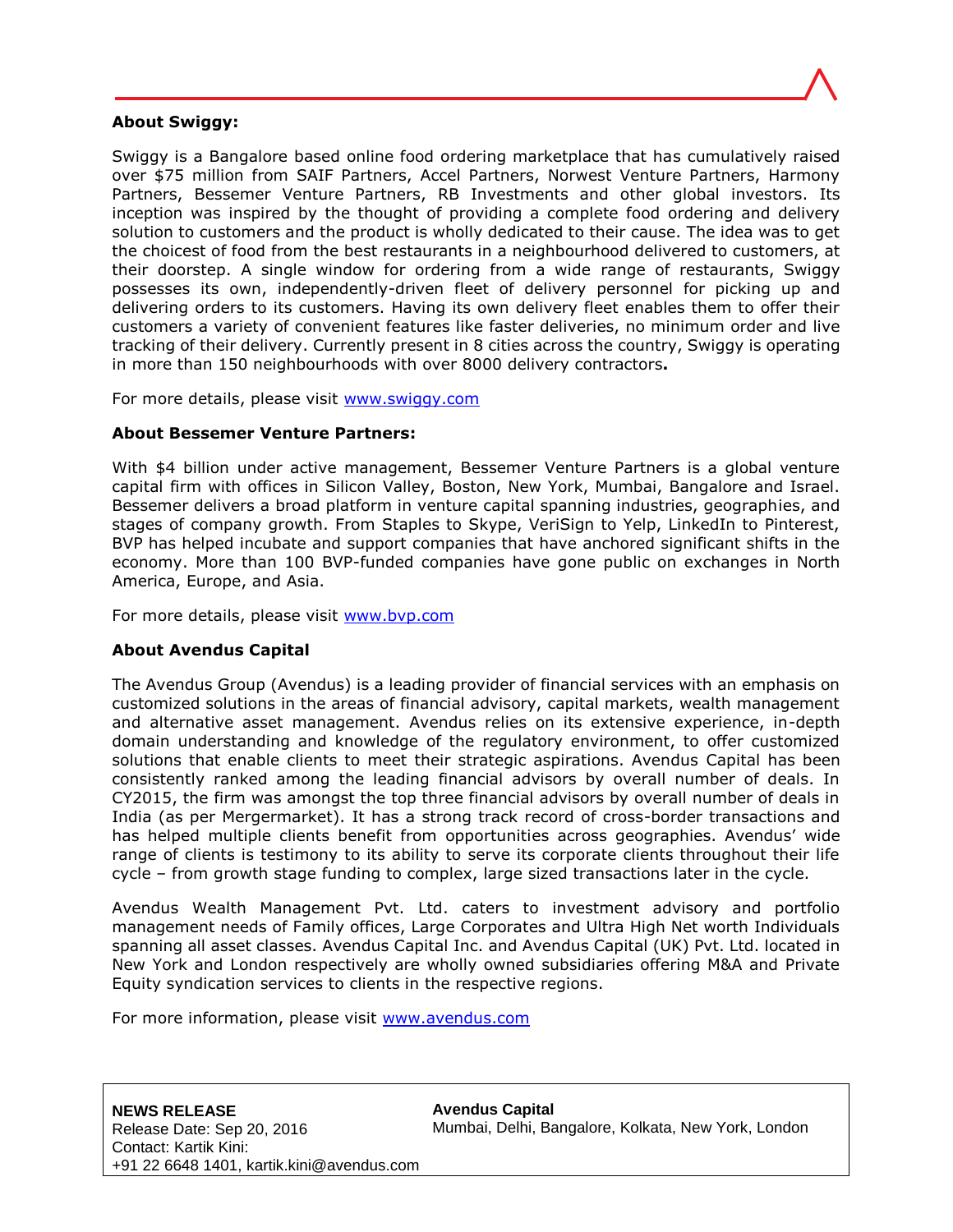**About Swiggy:**

Swiggy is a Bangalore based online food ordering marketplace that has cumulatively raised over $75 million from SAIF Partners, Accel Partners, Norwest Venture Partners, Harmony Partners, Bessemer Venture Partners, RB Investments and other global investors. Its inception was inspired by the thought of providing a complete food ordering and delivery solution to customers and the product is wholly dedicated to their cause. The idea was to get the choicest of food from the best restaurants in a neighbourhood delivered to customers, at their doorstep. A single window for ordering from a wide range of restaurants, Swiggy possesses its own, independently-driven fleet of delivery personnel for picking up and delivering orders to its customers. Having its own delivery fleet enables them to offer their customers a variety of convenient features like faster deliveries, no minimum order and live tracking of their delivery. Currently present in 8 cities across the country, Swiggy is operating in more than 150 neighbourhoods with over 8000 delivery contractors**.**

For more details, please visit www.swiggy.com

**About Bessemer Venture Partners:**

With $4 billion under active management, Bessemer Venture Partners is a global venture capital firm with offices in Silicon Valley, Boston, New York, Mumbai, Bangalore and Israel. Bessemer delivers a broad platform in venture capital spanning industries, geographies, and stages of company growth. From Staples to Skype, VeriSign to Yelp, LinkedIn to Pinterest, BVP has helped incubate and support companies that have anchored significant shifts in the economy. More than 100 BVP-funded companies have gone public on exchanges in North America, Europe, and Asia.

For more details, please visit www.bvp.com

**About Avendus Capital**

The Avendus Group (Avendus) is a leading provider of financial services with an emphasis on customized solutions in the areas of financial advisory, capital markets, wealth management and alternative asset management. Avendus relies on its extensive experience, in-depth domain understanding and knowledge of the regulatory environment, to offer customized solutions that enable clients to meet their strategic aspirations. Avendus Capital has been consistently ranked among the leading financial advisors by overall number of deals. In CY2015, the firm was amongst the top three financial advisors by overall number of deals in India (as per Mergermarket). It has a strong track record of cross-border transactions and has helped multiple clients benefit from opportunities across geographies. Avendus' wide range of clients is testimony to its ability to serve its corporate clients throughout their life cycle – from growth stage funding to complex, large sized transactions later in the cycle.

Avendus Wealth Management Pvt. Ltd. caters to investment advisory and portfolio management needs of Family offices, Large Corporates and Ultra High Net worth Individuals spanning all asset classes. Avendus Capital Inc. and Avendus Capital (UK) Pvt. Ltd. located in New York and London respectively are wholly owned subsidiaries offering M&A and Private Equity syndication services to clients in the respective regions.

For more information, please visit www.avendus.com

**NEWS RELEASE**
Release Date: Sep 20, 2016
Contact: Kartik Kini:
+91 22 6648 1401, kartik.kini@avendus.com

**Avendus Capital**
Mumbai, Delhi, Bangalore, Kolkata, New York, London